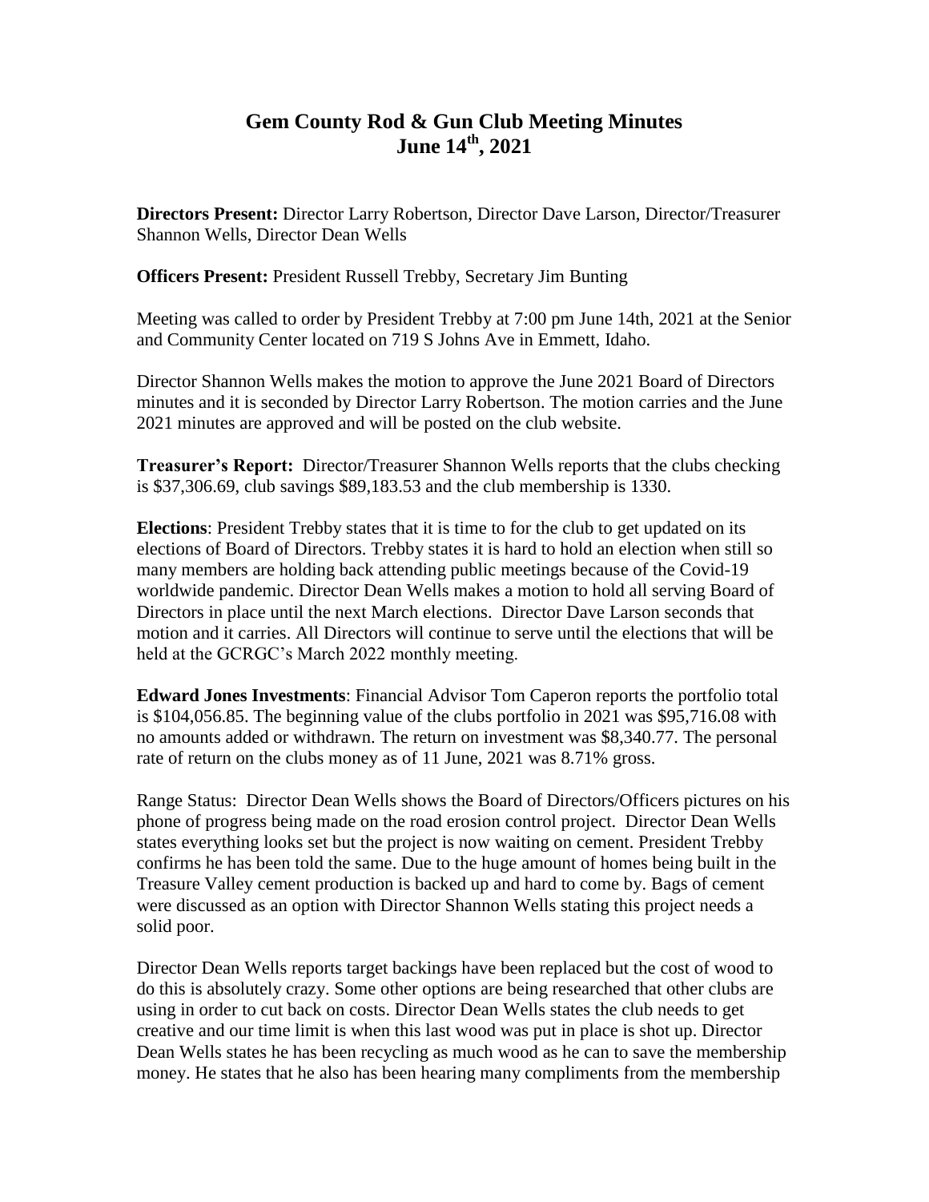# Gem County Rod & Gun Club Meeting Minutes
# June 14th, 2021

**Directors Present:** Director Larry Robertson, Director Dave Larson, Director/Treasurer Shannon Wells, Director Dean Wells

**Officers Present:** President Russell Trebby, Secretary Jim Bunting

Meeting was called to order by President Trebby at 7:00 pm June 14th, 2021 at the Senior and Community Center located on 719 S Johns Ave in Emmett, Idaho.

Director Shannon Wells makes the motion to approve the June 2021 Board of Directors minutes and it is seconded by Director Larry Robertson. The motion carries and the June 2021 minutes are approved and will be posted on the club website.

**Treasurer's Report:** Director/Treasurer Shannon Wells reports that the clubs checking is $37,306.69, club savings $89,183.53 and the club membership is 1330.

**Elections**: President Trebby states that it is time to for the club to get updated on its elections of Board of Directors. Trebby states it is hard to hold an election when still so many members are holding back attending public meetings because of the Covid-19 worldwide pandemic. Director Dean Wells makes a motion to hold all serving Board of Directors in place until the next March elections. Director Dave Larson seconds that motion and it carries. All Directors will continue to serve until the elections that will be held at the GCRGC's March 2022 monthly meeting.

**Edward Jones Investments**: Financial Advisor Tom Caperon reports the portfolio total is $104,056.85. The beginning value of the clubs portfolio in 2021 was $95,716.08 with no amounts added or withdrawn. The return on investment was $8,340.77. The personal rate of return on the clubs money as of 11 June, 2021 was 8.71% gross.

Range Status: Director Dean Wells shows the Board of Directors/Officers pictures on his phone of progress being made on the road erosion control project. Director Dean Wells states everything looks set but the project is now waiting on cement. President Trebby confirms he has been told the same. Due to the huge amount of homes being built in the Treasure Valley cement production is backed up and hard to come by. Bags of cement were discussed as an option with Director Shannon Wells stating this project needs a solid poor.

Director Dean Wells reports target backings have been replaced but the cost of wood to do this is absolutely crazy. Some other options are being researched that other clubs are using in order to cut back on costs. Director Dean Wells states the club needs to get creative and our time limit is when this last wood was put in place is shot up. Director Dean Wells states he has been recycling as much wood as he can to save the membership money. He states that he also has been hearing many compliments from the membership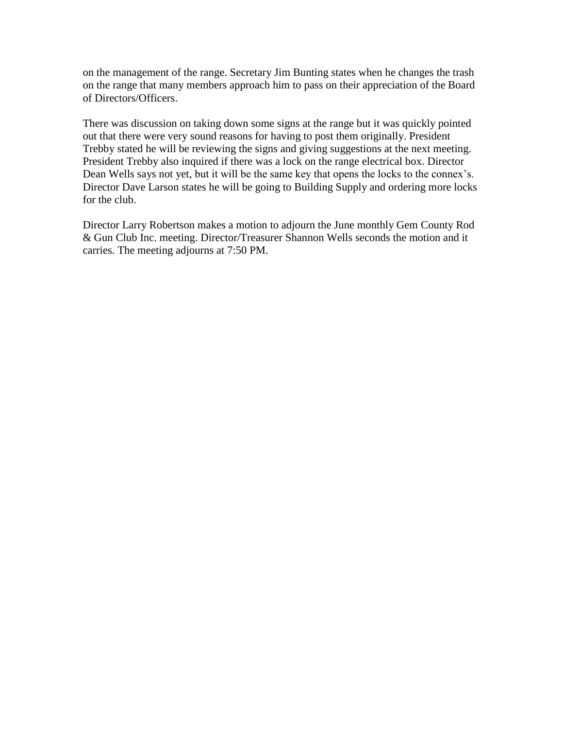on the management of the range. Secretary Jim Bunting states when he changes the trash on the range that many members approach him to pass on their appreciation of the Board of Directors/Officers.

There was discussion on taking down some signs at the range but it was quickly pointed out that there were very sound reasons for having to post them originally. President Trebby stated he will be reviewing the signs and giving suggestions at the next meeting. President Trebby also inquired if there was a lock on the range electrical box. Director Dean Wells says not yet, but it will be the same key that opens the locks to the connex's. Director Dave Larson states he will be going to Building Supply and ordering more locks for the club.

Director Larry Robertson makes a motion to adjourn the June monthly Gem County Rod & Gun Club Inc. meeting. Director/Treasurer Shannon Wells seconds the motion and it carries. The meeting adjourns at 7:50 PM.